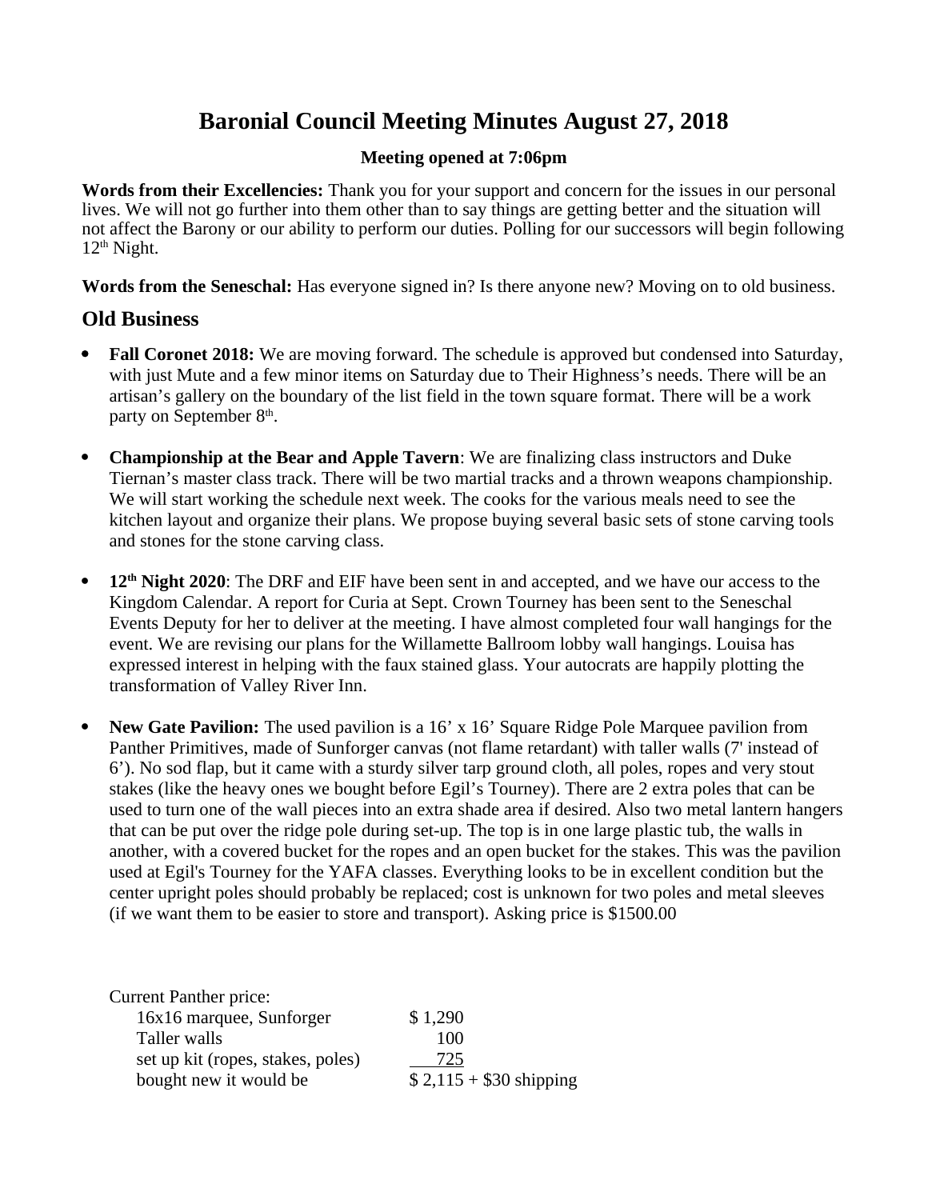# Baronial Council Meeting Minutes August 27, 2018

**Meeting opened at 7:06pm**

**Words from their Excellencies:** Thank you for your support and concern for the issues in our personal lives. We will not go further into them other than to say things are getting better and the situation will not affect the Barony or our ability to perform our duties. Polling for our successors will begin following 12th Night.

**Words from the Seneschal:** Has everyone signed in? Is there anyone new? Moving on to old business.

## Old Business

- **Fall Coronet 2018:** We are moving forward. The schedule is approved but condensed into Saturday, with just Mute and a few minor items on Saturday due to Their Highness's needs. There will be an artisan's gallery on the boundary of the list field in the town square format. There will be a work party on September 8th.

- **Championship at the Bear and Apple Tavern**: We are finalizing class instructors and Duke Tiernan's master class track. There will be two martial tracks and a thrown weapons championship. We will start working the schedule next week. The cooks for the various meals need to see the kitchen layout and organize their plans. We propose buying several basic sets of stone carving tools and stones for the stone carving class.

- **12th Night 2020**: The DRF and EIF have been sent in and accepted, and we have our access to the Kingdom Calendar. A report for Curia at Sept. Crown Tourney has been sent to the Seneschal Events Deputy for her to deliver at the meeting. I have almost completed four wall hangings for the event. We are revising our plans for the Willamette Ballroom lobby wall hangings. Louisa has expressed interest in helping with the faux stained glass. Your autocrats are happily plotting the transformation of Valley River Inn.

- **New Gate Pavilion:** The used pavilion is a 16' x 16' Square Ridge Pole Marquee pavilion from Panther Primitives, made of Sunforger canvas (not flame retardant) with taller walls (7' instead of 6'). No sod flap, but it came with a sturdy silver tarp ground cloth, all poles, ropes and very stout stakes (like the heavy ones we bought before Egil's Tourney). There are 2 extra poles that can be used to turn one of the wall pieces into an extra shade area if desired. Also two metal lantern hangers that can be put over the ridge pole during set-up. The top is in one large plastic tub, the walls in another, with a covered bucket for the ropes and an open bucket for the stakes. This was the pavilion used at Egil's Tourney for the YAFA classes. Everything looks to be in excellent condition but the center upright poles should probably be replaced; cost is unknown for two poles and metal sleeves (if we want them to be easier to store and transport). Asking price is $1500.00

Current Panther price:

| | |
|---|---|
| 16x16 marquee, Sunforger | $ 1,290 |
| Taller walls | 100 |
| set up kit (ropes, stakes, poles) | 725 |
| bought new it would be | $ 2,115 + $30 shipping |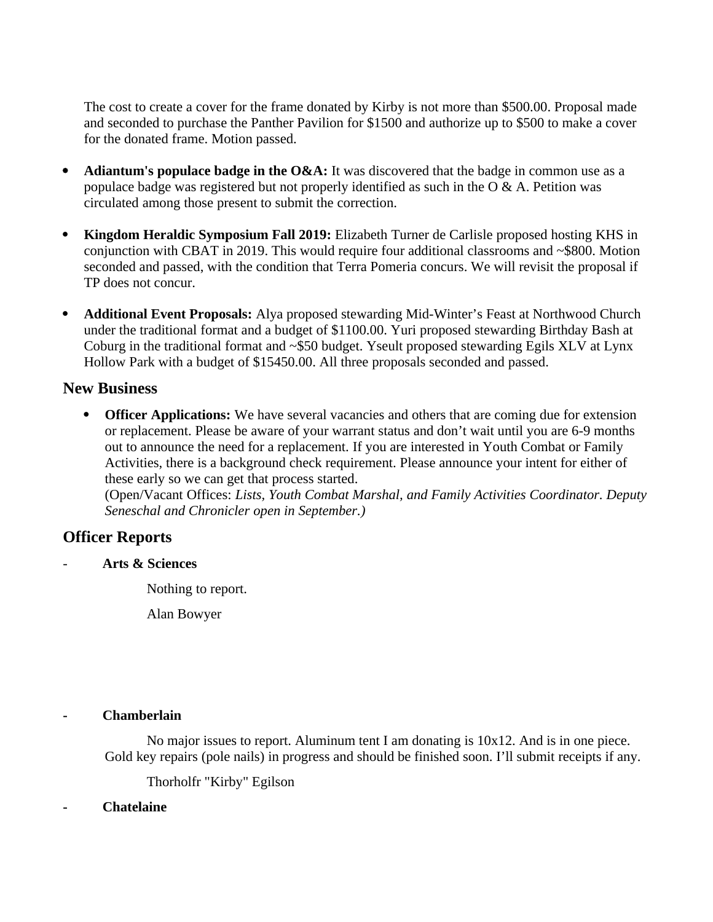The cost to create a cover for the frame donated by Kirby is not more than $500.00. Proposal made and seconded to purchase the Panther Pavilion for $1500 and authorize up to $500 to make a cover for the donated frame. Motion passed.

- **Adiantum's populace badge in the O&A:** It was discovered that the badge in common use as a populace badge was registered but not properly identified as such in the O & A. Petition was circulated among those present to submit the correction.

- **Kingdom Heraldic Symposium Fall 2019:** Elizabeth Turner de Carlisle proposed hosting KHS in conjunction with CBAT in 2019. This would require four additional classrooms and ~$800. Motion seconded and passed, with the condition that Terra Pomeria concurs. We will revisit the proposal if TP does not concur.

- **Additional Event Proposals:** Alya proposed stewarding Mid-Winter's Feast at Northwood Church under the traditional format and a budget of $1100.00. Yuri proposed stewarding Birthday Bash at Coburg in the traditional format and ~$50 budget. Yseult proposed stewarding Egils XLV at Lynx Hollow Park with a budget of $15450.00. All three proposals seconded and passed.

## New Business

- **Officer Applications:** We have several vacancies and others that are coming due for extension or replacement. Please be aware of your warrant status and don't wait until you are 6-9 months out to announce the need for a replacement. If you are interested in Youth Combat or Family Activities, there is a background check requirement. Please announce your intent for either of these early so we can get that process started.
(Open/Vacant Offices: *Lists, Youth Combat Marshal, and Family Activities Coordinator. Deputy Seneschal and Chronicler open in September.)*

## Officer Reports

- **Arts & Sciences**

Nothing to report.

Alan Bowyer

- **Chamberlain**

No major issues to report. Aluminum tent I am donating is 10x12. And is in one piece. Gold key repairs (pole nails) in progress and should be finished soon. I'll submit receipts if any.

Thorholfr "Kirby" Egilson

- **Chatelaine**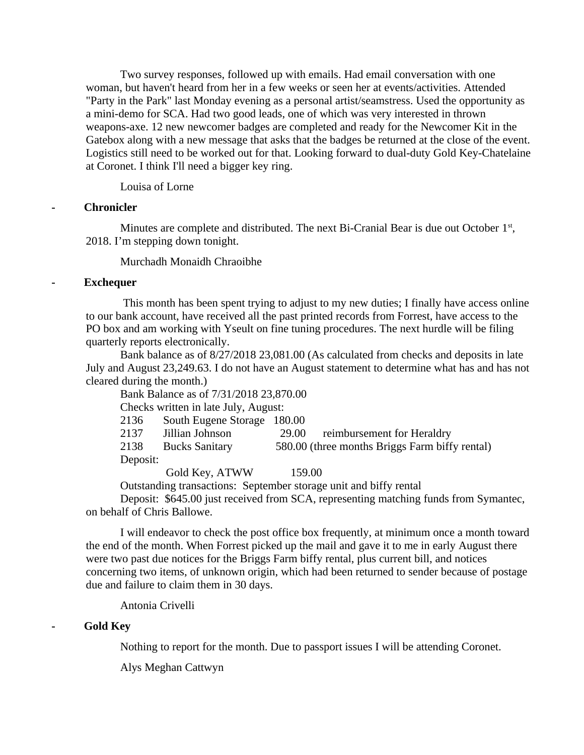Two survey responses, followed up with emails. Had email conversation with one woman, but haven't heard from her in a few weeks or seen her at events/activities. Attended "Party in the Park" last Monday evening as a personal artist/seamstress. Used the opportunity as a mini-demo for SCA. Had two good leads, one of which was very interested in thrown weapons-axe. 12 new newcomer badges are completed and ready for the Newcomer Kit in the Gatebox along with a new message that asks that the badges be returned at the close of the event. Logistics still need to be worked out for that. Looking forward to dual-duty Gold Key-Chatelaine at Coronet. I think I'll need a bigger key ring.

Louisa of Lorne

- **Chronicler**

Minutes are complete and distributed. The next Bi-Cranial Bear is due out October 1st, 2018. I'm stepping down tonight.

Murchadh Monaidh Chraoibhe

- **Exchequer**

This month has been spent trying to adjust to my new duties; I finally have access online to our bank account, have received all the past printed records from Forrest, have access to the PO box and am working with Yseult on fine tuning procedures. The next hurdle will be filing quarterly reports electronically.

Bank balance as of 8/27/2018 23,081.00 (As calculated from checks and deposits in late July and August 23,249.63. I do not have an August statement to determine what has and has not cleared during the month.)

Bank Balance as of 7/31/2018 23,870.00

Checks written in late July, August:

| | | | |
|---|---|---|---|
| 2136 | South Eugene Storage | 180.00 | |
| 2137 | Jillian Johnson | 29.00 | reimbursement for Heraldry |
| 2138 | Bucks Sanitary | 580.00 | (three months Briggs Farm biffy rental) |

Deposit:

Gold Key, ATWW 159.00

Outstanding transactions: September storage unit and biffy rental

Deposit: $645.00 just received from SCA, representing matching funds from Symantec, on behalf of Chris Ballowe.

I will endeavor to check the post office box frequently, at minimum once a month toward the end of the month. When Forrest picked up the mail and gave it to me in early August there were two past due notices for the Briggs Farm biffy rental, plus current bill, and notices concerning two items, of unknown origin, which had been returned to sender because of postage due and failure to claim them in 30 days.

Antonia Crivelli

- **Gold Key**

Nothing to report for the month. Due to passport issues I will be attending Coronet.

Alys Meghan Cattwyn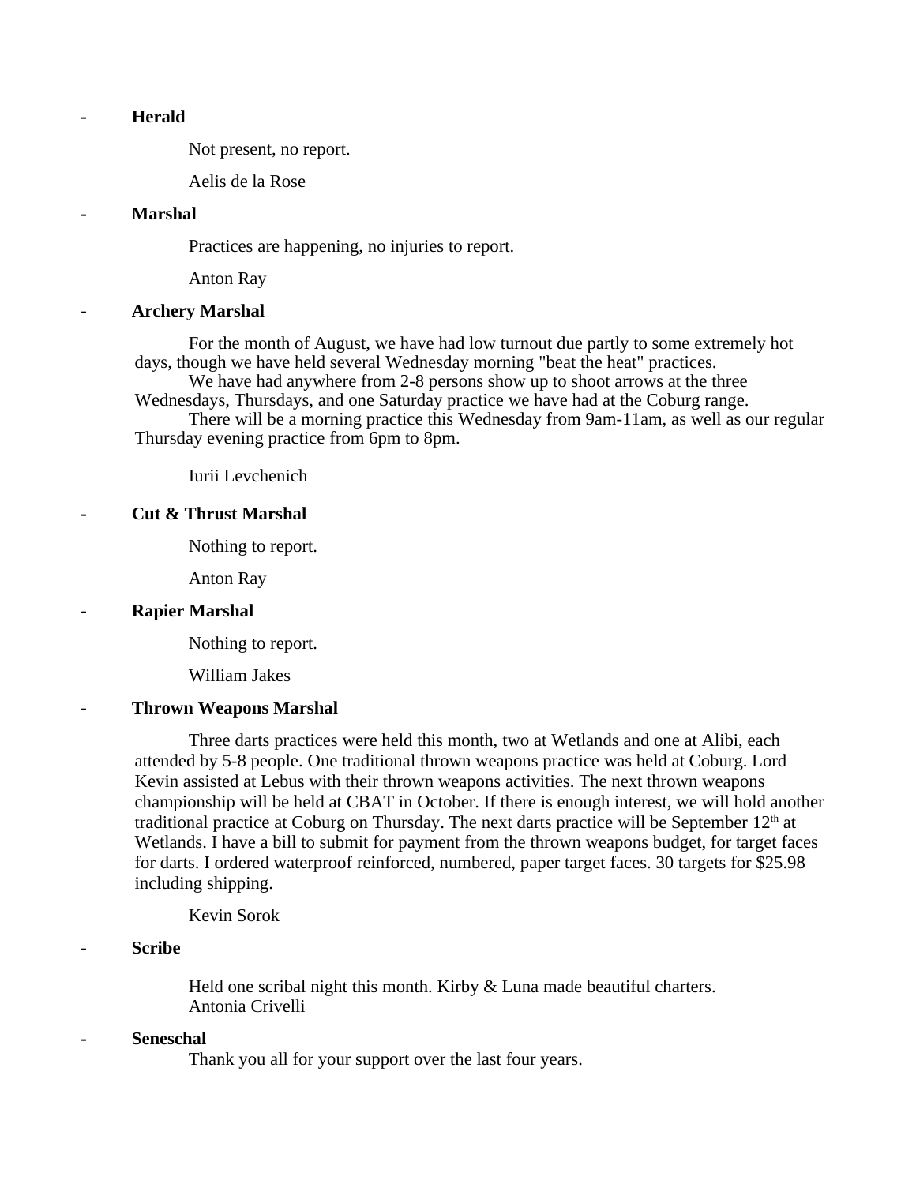- **Herald**

  Not present, no report.

  Aelis de la Rose

- **Marshal**

  Practices are happening, no injuries to report.

  Anton Ray

- **Archery Marshal**

  For the month of August, we have had low turnout due partly to some extremely hot days, though we have held several Wednesday morning "beat the heat" practices.

  We have had anywhere from 2-8 persons show up to shoot arrows at the three Wednesdays, Thursdays, and one Saturday practice we have had at the Coburg range.

  There will be a morning practice this Wednesday from 9am-11am, as well as our regular Thursday evening practice from 6pm to 8pm.

  Iurii Levchenich

- **Cut & Thrust Marshal**

  Nothing to report.

  Anton Ray

- **Rapier Marshal**

  Nothing to report.

  William Jakes

- **Thrown Weapons Marshal**

  Three darts practices were held this month, two at Wetlands and one at Alibi, each attended by 5-8 people. One traditional thrown weapons practice was held at Coburg. Lord Kevin assisted at Lebus with their thrown weapons activities. The next thrown weapons championship will be held at CBAT in October. If there is enough interest, we will hold another traditional practice at Coburg on Thursday. The next darts practice will be September 12th at Wetlands. I have a bill to submit for payment from the thrown weapons budget, for target faces for darts. I ordered waterproof reinforced, numbered, paper target faces. 30 targets for $25.98 including shipping.

  Kevin Sorok

- **Scribe**

  Held one scribal night this month. Kirby & Luna made beautiful charters.
  Antonia Crivelli

- **Seneschal**

  Thank you all for your support over the last four years.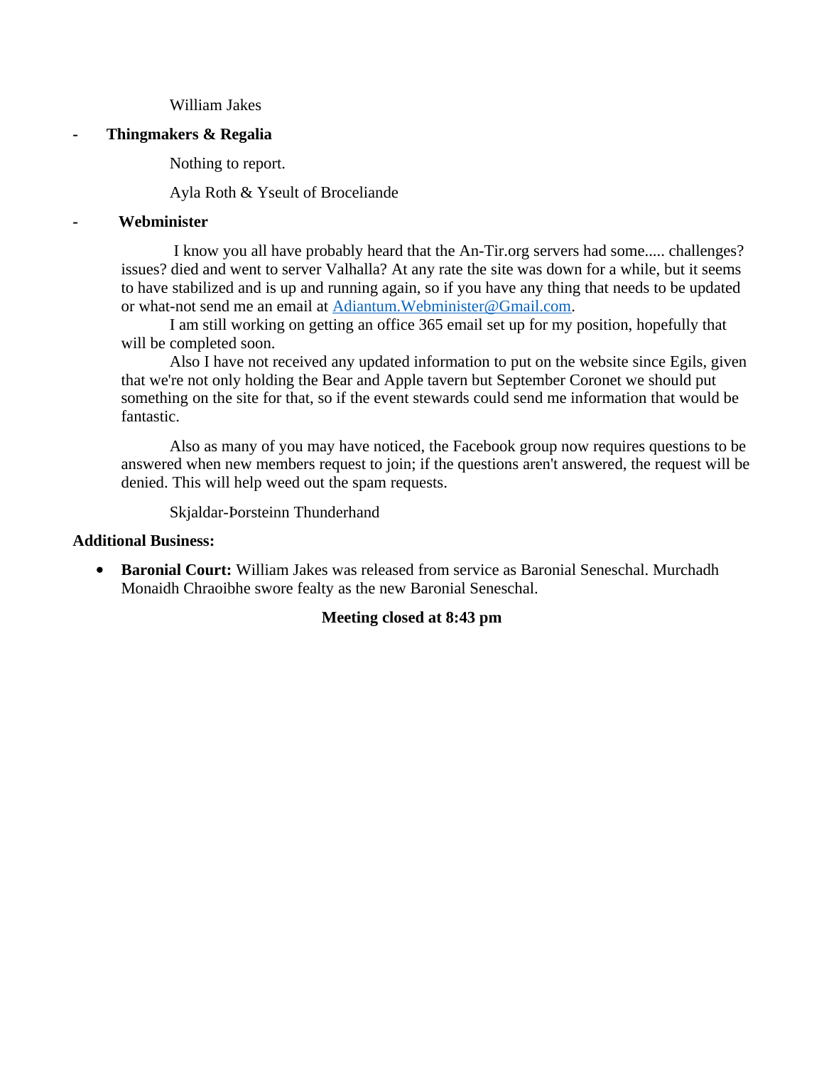William Jakes

- **Thingmakers & Regalia**

Nothing to report.

Ayla Roth & Yseult of Broceliande

- **Webminister**

I know you all have probably heard that the An-Tir.org servers had some..... challenges? issues? died and went to server Valhalla? At any rate the site was down for a while, but it seems to have stabilized and is up and running again, so if you have any thing that needs to be updated or what-not send me an email at Adiantum.Webminister@Gmail.com.

I am still working on getting an office 365 email set up for my position, hopefully that will be completed soon.

Also I have not received any updated information to put on the website since Egils, given that we're not only holding the Bear and Apple tavern but September Coronet we should put something on the site for that, so if the event stewards could send me information that would be fantastic.

Also as many of you may have noticed, the Facebook group now requires questions to be answered when new members request to join; if the questions aren't answered, the request will be denied. This will help weed out the spam requests.

Skjaldar-Þorsteinn Thunderhand

**Additional Business:**

- **Baronial Court:** William Jakes was released from service as Baronial Seneschal. Murchadh Monaidh Chraoibhe swore fealty as the new Baronial Seneschal.

**Meeting closed at 8:43 pm**